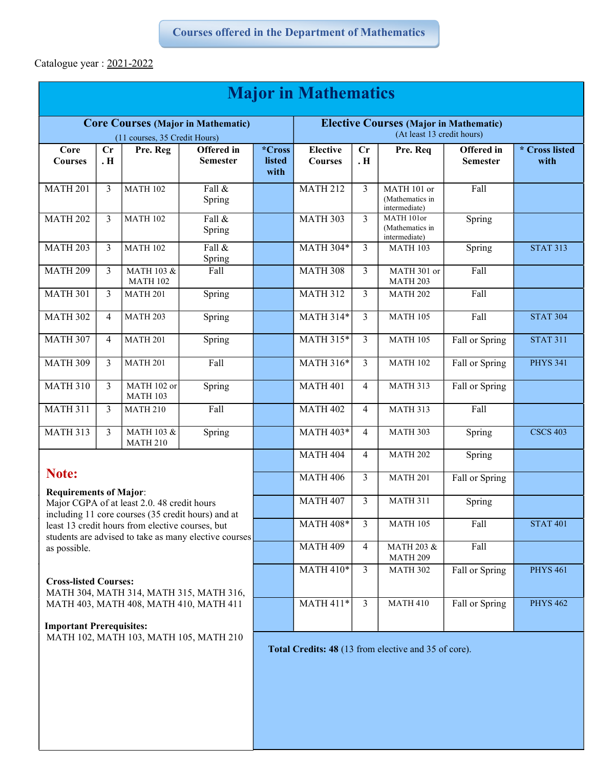## Courses offered in the Department of Mathematics

Catalogue year : 2021-2022

# Major in Mathematics

**Core Courses (Major in Mathematic)**
(11 courses, 35 Credit Hours)

| Core Courses | Cr. H | Pre. Reg | Offered in Semester | *Cross listed with |
|---|---|---|---|---|
| MATH 201 | 3 | MATH 102 | Fall & Spring | |
| MATH 202 | 3 | MATH 102 | Fall & Spring | |
| MATH 203 | 3 | MATH 102 | Fall & Spring | |
| MATH 209 | 3 | MATH 103 & MATH 102 | Fall | |
| MATH 301 | 3 | MATH 201 | Spring | |
| MATH 302 | 4 | MATH 203 | Spring | |
| MATH 307 | 4 | MATH 201 | Spring | |
| MATH 309 | 3 | MATH 201 | Fall | |
| MATH 310 | 3 | MATH 102 or MATH 103 | Spring | |
| MATH 311 | 3 | MATH 210 | Fall | |
| MATH 313 | 3 | MATH 103 & MATH 210 | Spring | |

**Elective Courses (Major in Mathematic)**
(At least 13 credit hours)

| Elective Courses | Cr. H | Pre. Req | Offered in Semester | * Cross listed with |
|---|---|---|---|---|
| MATH 212 | 3 | MATH 101 or (Mathematics in intermediate) | Fall | |
| MATH 303 | 3 | MATH 101or (Mathematics in intermediate) | Spring | |
| MATH 304* | 3 | MATH 103 | Spring | STAT 313 |
| MATH 308 | 3 | MATH 301 or MATH 203 | Fall | |
| MATH 312 | 3 | MATH 202 | Fall | |
| MATH 314* | 3 | MATH 105 | Fall | STAT 304 |
| MATH 315* | 3 | MATH 105 | Fall or Spring | STAT 311 |
| MATH 316* | 3 | MATH 102 | Fall or Spring | PHYS 341 |
| MATH 401 | 4 | MATH 313 | Fall or Spring | |
| MATH 402 | 4 | MATH 313 | Fall | |
| MATH 403* | 4 | MATH 303 | Spring | CSCS 403 |
| MATH 404 | 4 | MATH 202 | Spring | |
| MATH 406 | 3 | MATH 201 | Fall or Spring | |
| MATH 407 | 3 | MATH 311 | Spring | |
| MATH 408* | 3 | MATH 105 | Fall | STAT 401 |
| MATH 409 | 4 | MATH 203 & MATH 209 | Fall | |
| MATH 410* | 3 | MATH 302 | Fall or Spring | PHYS 461 |
| MATH 411* | 3 | MATH 410 | Fall or Spring | PHYS 462 |

**Total Credits: 48** (13 from elective and 35 of core).

## Note:

**Requirements of Major**:
Major CGPA of at least 2.0. 48 credit hours including 11 core courses (35 credit hours) and at least 13 credit hours from elective courses, but students are advised to take as many elective courses as possible.

**Cross-listed Courses:**
MATH 304, MATH 314, MATH 315, MATH 316, MATH 403, MATH 408, MATH 410, MATH 411

**Important Prerequisites:**
MATH 102, MATH 103, MATH 105, MATH 210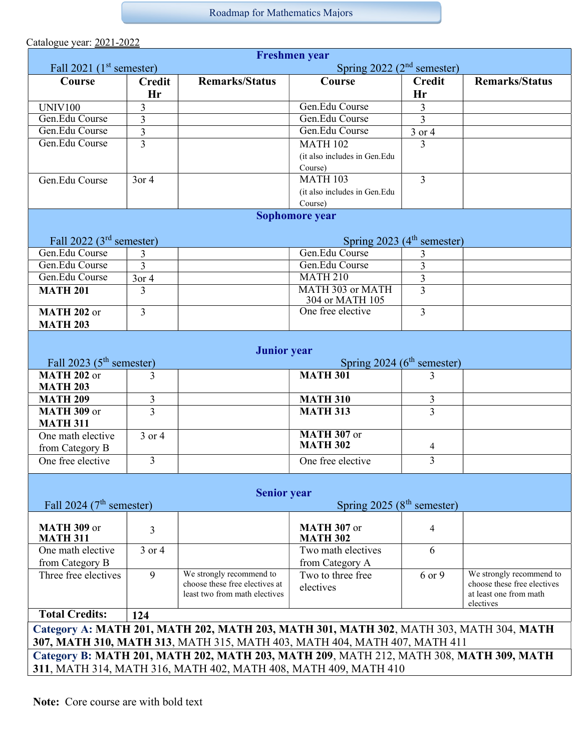# Roadmap for Mathematics Majors

Catalogue year: 2021-2022

| Course | Credit Hr | Remarks/Status | Course | Credit Hr | Remarks/Status |
|---|---|---|---|---|---|
| **Freshmen year** | | | | | |
| Fall 2021 (1st semester) | | | Spring 2022 (2nd semester) | | |
| UNIV100 | 3 | | Gen.Edu Course | 3 | |
| Gen.Edu Course | 3 | | Gen.Edu Course | 3 | |
| Gen.Edu Course | 3 | | Gen.Edu Course | 3 or 4 | |
| Gen.Edu Course | 3 | | MATH 102 (it also includes in Gen.Edu Course) | 3 | |
| Gen.Edu Course | 3or 4 | | MATH 103 (it also includes in Gen.Edu Course) | 3 | |
| **Sophomore year** | | | | | |
| Fall 2022 (3rd semester) | | | Spring 2023 (4th semester) | | |
| Gen.Edu Course | 3 | | Gen.Edu Course | 3 | |
| Gen.Edu Course | 3 | | Gen.Edu Course | 3 | |
| Gen.Edu Course | 3or 4 | | MATH 210 | 3 | |
| **MATH 201** | 3 | | MATH 303 or MATH 304 or MATH 105 | 3 | |
| **MATH 202** or **MATH 203** | 3 | | One free elective | 3 | |
| **Junior year** | | | | | |
| Fall 2023 (5th semester) | | | Spring 2024 (6th semester) | | |
| **MATH 202** or **MATH 203** | 3 | | **MATH 301** | 3 | |
| **MATH 209** | 3 | | **MATH 310** | 3 | |
| **MATH 309** or **MATH 311** | 3 | | **MATH 313** | 3 | |
| One math elective from Category B | 3 or 4 | | **MATH 307** or **MATH 302** | 4 | |
| One free elective | 3 | | One free elective | 3 | |
| **Senior year** | | | | | |
| Fall 2024 (7th semester) | | | Spring 2025 (8th semester) | | |
| **MATH 309** or **MATH 311** | 3 | | **MATH 307** or **MATH 302** | 4 | |
| One math elective from Category B | 3 or 4 | | Two math electives from Category A | 6 | |
| Three free electives | 9 | We strongly recommend to choose these free electives at least two from math electives | Two to three free electives | 6 or 9 | We strongly recommend to choose these free electives at least one from math electives |
| **Total Credits:** | **124** | | | | |

**Category A: MATH 201, MATH 202, MATH 203, MATH 301, MATH 302**, MATH 303, MATH 304, **MATH 307, MATH 310, MATH 313**, MATH 315, MATH 403, MATH 404, MATH 407, MATH 411

**Category B: MATH 201, MATH 202, MATH 203, MATH 209**, MATH 212, MATH 308, **MATH 309, MATH 311**, MATH 314, MATH 316, MATH 402, MATH 408, MATH 409, MATH 410

**Note:** Core course are with bold text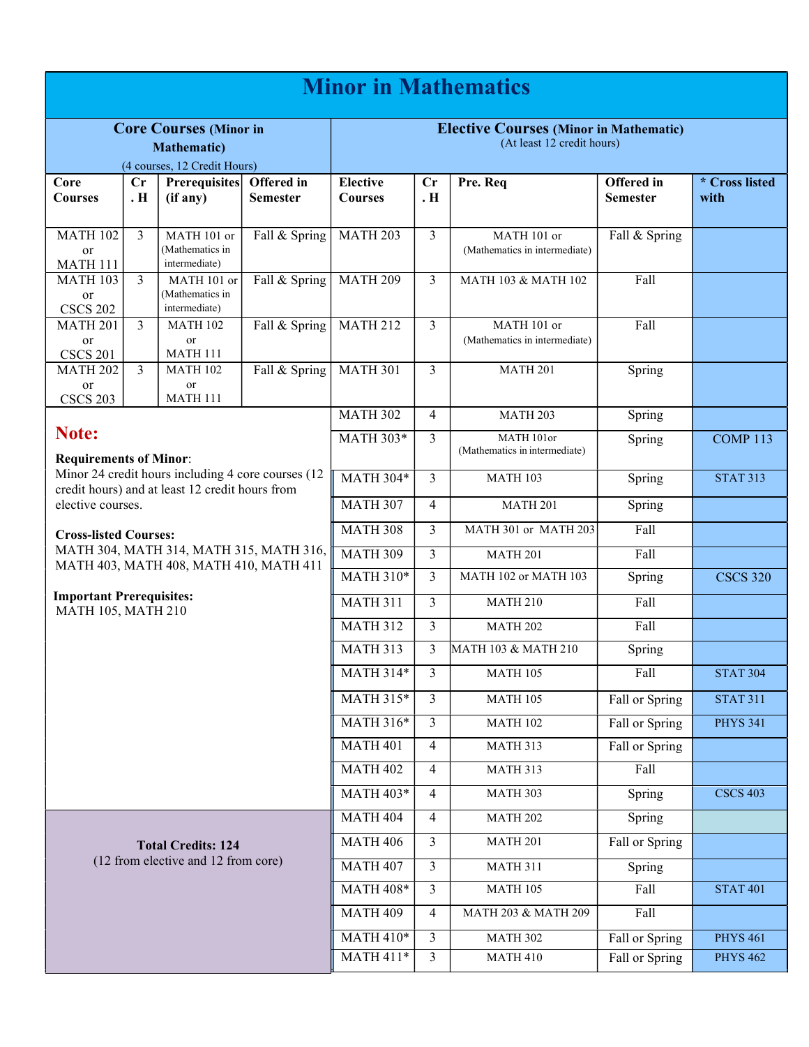# Minor in Mathematics

## Core Courses (Minor in Mathematic)

(4 courses, 12 Credit Hours)

| Core Courses | Cr. H | Prerequisites (if any) | Offered in Semester |
|---|---|---|---|
| MATH 102 or MATH 111 | 3 | MATH 101 or (Mathematics in intermediate) | Fall & Spring |
| MATH 103 or CSCS 202 | 3 | MATH 101 or (Mathematics in intermediate) | Fall & Spring |
| MATH 201 or CSCS 201 | 3 | MATH 102 or MATH 111 | Fall & Spring |
| MATH 202 or CSCS 203 | 3 | MATH 102 or MATH 111 | Fall & Spring |

## Elective Courses (Minor in Mathematic)

(At least 12 credit hours)

| Elective Courses | Cr. H | Pre. Req | Offered in Semester | * Cross listed with |
|---|---|---|---|---|
| MATH 203 | 3 | MATH 101 or (Mathematics in intermediate) | Fall & Spring | |
| MATH 209 | 3 | MATH 103 & MATH 102 | Fall | |
| MATH 212 | 3 | MATH 101 or (Mathematics in intermediate) | Fall | |
| MATH 301 | 3 | MATH 201 | Spring | |
| MATH 302 | 4 | MATH 203 | Spring | |
| MATH 303* | 3 | MATH 101or (Mathematics in intermediate) | Spring | COMP 113 |
| MATH 304* | 3 | MATH 103 | Spring | STAT 313 |
| MATH 307 | 4 | MATH 201 | Spring | |
| MATH 308 | 3 | MATH 301 or MATH 203 | Fall | |
| MATH 309 | 3 | MATH 201 | Fall | |
| MATH 310* | 3 | MATH 102 or MATH 103 | Spring | CSCS 320 |
| MATH 311 | 3 | MATH 210 | Fall | |
| MATH 312 | 3 | MATH 202 | Fall | |
| MATH 313 | 3 | MATH 103 & MATH 210 | Spring | |
| MATH 314* | 3 | MATH 105 | Fall | STAT 304 |
| MATH 315* | 3 | MATH 105 | Fall or Spring | STAT 311 |
| MATH 316* | 3 | MATH 102 | Fall or Spring | PHYS 341 |
| MATH 401 | 4 | MATH 313 | Fall or Spring | |
| MATH 402 | 4 | MATH 313 | Fall | |
| MATH 403* | 4 | MATH 303 | Spring | CSCS 403 |
| MATH 404 | 4 | MATH 202 | Spring | |
| MATH 406 | 3 | MATH 201 | Fall or Spring | |
| MATH 407 | 3 | MATH 311 | Spring | |
| MATH 408* | 3 | MATH 105 | Fall | STAT 401 |
| MATH 409 | 4 | MATH 203 & MATH 209 | Fall | |
| MATH 410* | 3 | MATH 302 | Fall or Spring | PHYS 461 |
| MATH 411* | 3 | MATH 410 | Fall or Spring | PHYS 462 |

## Note:

**Requirements of Minor**:
Minor 24 credit hours including 4 core courses (12 credit hours) and at least 12 credit hours from elective courses.

**Cross-listed Courses:**
MATH 304, MATH 314, MATH 315, MATH 316, MATH 403, MATH 408, MATH 410, MATH 411

**Important Prerequisites:**
MATH 105, MATH 210

**Total Credits: 124**
(12 from elective and 12 from core)